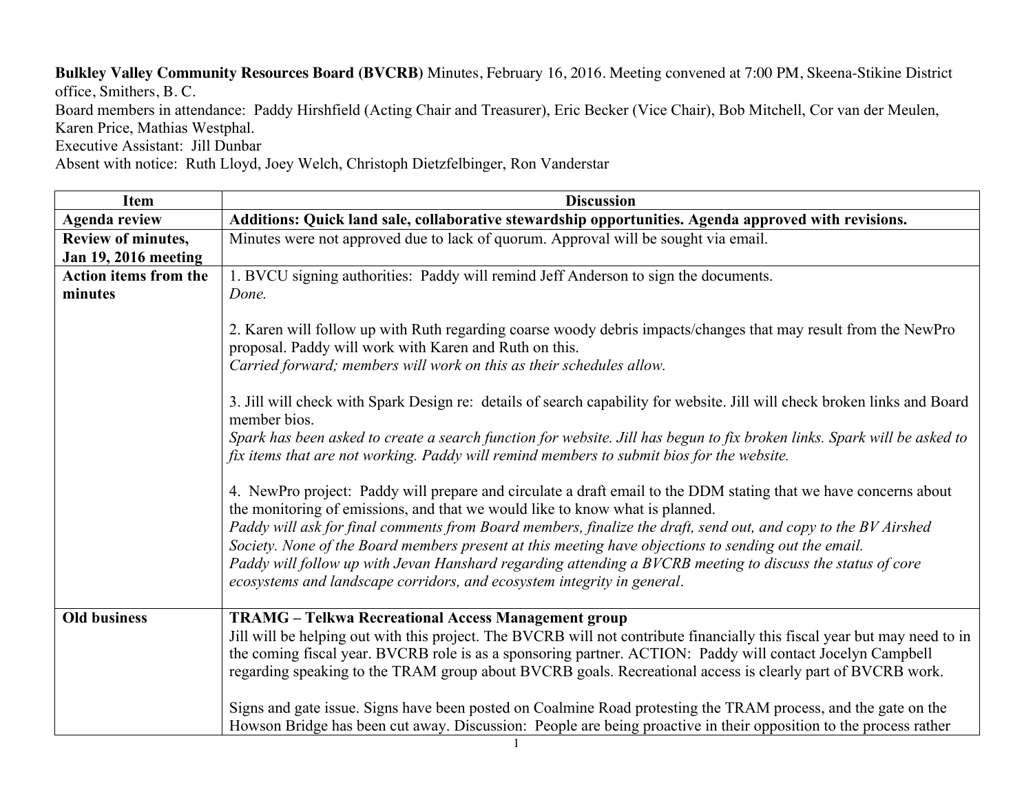**Bulkley Valley Community Resources Board (BVCRB)** Minutes, February 16, 2016. Meeting convened at 7:00 PM, Skeena-Stikine District office, Smithers, B. C.
Board members in attendance: Paddy Hirshfield (Acting Chair and Treasurer), Eric Becker (Vice Chair), Bob Mitchell, Cor van der Meulen, Karen Price, Mathias Westphal.
Executive Assistant: Jill Dunbar
Absent with notice: Ruth Lloyd, Joey Welch, Christoph Dietzfelbinger, Ron Vanderstar

| Item | Discussion |
|---|---|
| **Agenda review** | **Additions: Quick land sale, collaborative stewardship opportunities. Agenda approved with revisions.** |
| **Review of minutes, Jan 19, 2016 meeting** | Minutes were not approved due to lack of quorum. Approval will be sought via email. |
| **Action items from the minutes** | 1. BVCU signing authorities: Paddy will remind Jeff Anderson to sign the documents.<br>*Done.*<br><br>2. Karen will follow up with Ruth regarding coarse woody debris impacts/changes that may result from the NewPro proposal. Paddy will work with Karen and Ruth on this.<br>*Carried forward; members will work on this as their schedules allow.*<br><br>3. Jill will check with Spark Design re: details of search capability for website. Jill will check broken links and Board member bios.<br>*Spark has been asked to create a search function for website. Jill has begun to fix broken links. Spark will be asked to fix items that are not working. Paddy will remind members to submit bios for the website.*<br><br>4. NewPro project: Paddy will prepare and circulate a draft email to the DDM stating that we have concerns about the monitoring of emissions, and that we would like to know what is planned.<br>*Paddy will ask for final comments from Board members, finalize the draft, send out, and copy to the BV Airshed Society. None of the Board members present at this meeting have objections to sending out the email.*<br>*Paddy will follow up with Jevan Hanshard regarding attending a BVCRB meeting to discuss the status of core ecosystems and landscape corridors, and ecosystem integrity in general.* |
| **Old business** | **TRAMG – Telkwa Recreational Access Management group**<br>Jill will be helping out with this project. The BVCRB will not contribute financially this fiscal year but may need to in the coming fiscal year. BVCRB role is as a sponsoring partner. ACTION: Paddy will contact Jocelyn Campbell regarding speaking to the TRAM group about BVCRB goals. Recreational access is clearly part of BVCRB work.<br><br>Signs and gate issue. Signs have been posted on Coalmine Road protesting the TRAM process, and the gate on the Howson Bridge has been cut away. Discussion: People are being proactive in their opposition to the process rather |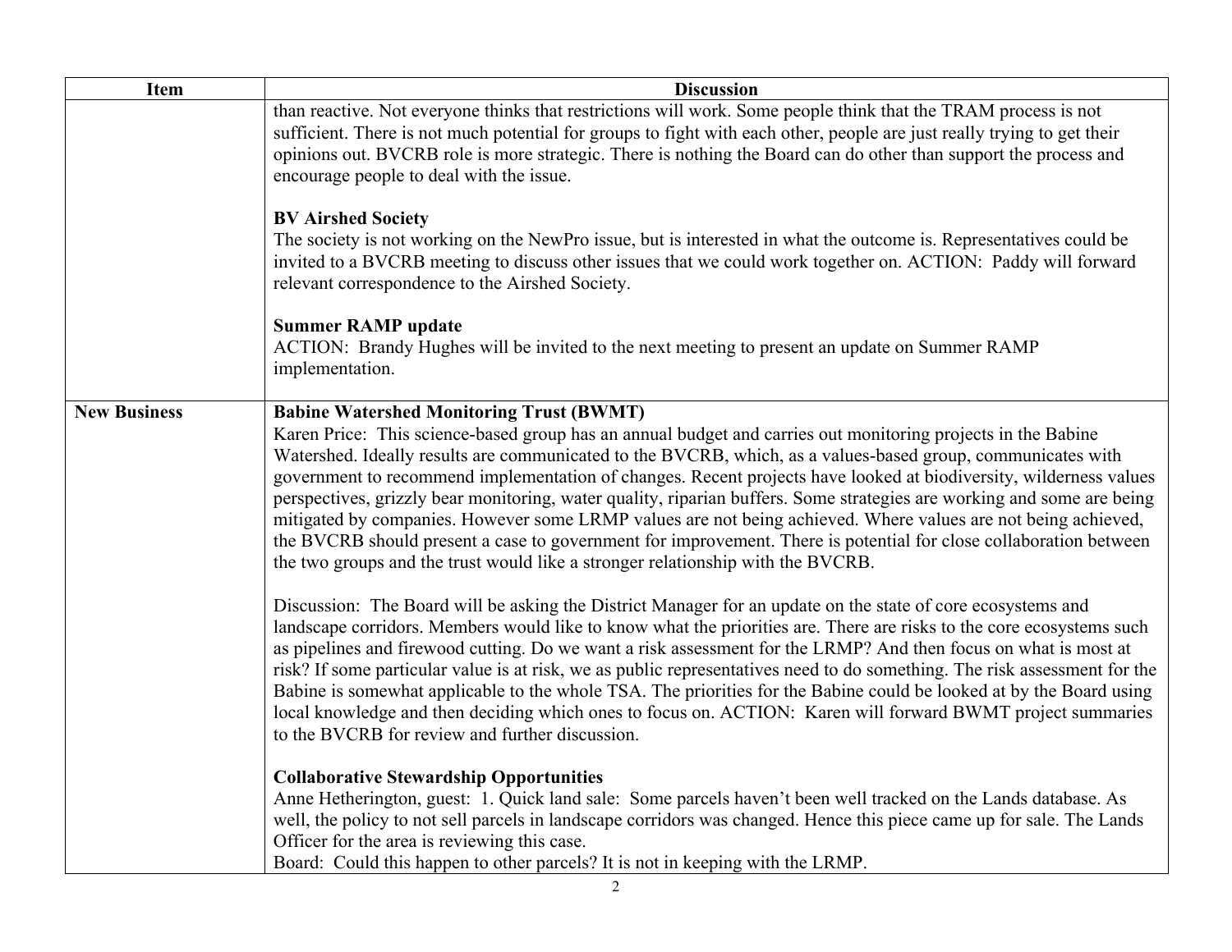| Item | Discussion |
| --- | --- |
| | than reactive. Not everyone thinks that restrictions will work. Some people think that the TRAM process is not sufficient. There is not much potential for groups to fight with each other, people are just really trying to get their opinions out. BVCRB role is more strategic. There is nothing the Board can do other than support the process and encourage people to deal with the issue.<br><br>**BV Airshed Society**<br>The society is not working on the NewPro issue, but is interested in what the outcome is. Representatives could be invited to a BVCRB meeting to discuss other issues that we could work together on. ACTION: Paddy will forward relevant correspondence to the Airshed Society.<br><br>**Summer RAMP update**<br>ACTION: Brandy Hughes will be invited to the next meeting to present an update on Summer RAMP implementation. |
| **New Business** | **Babine Watershed Monitoring Trust (BWMT)**<br>Karen Price: This science-based group has an annual budget and carries out monitoring projects in the Babine Watershed. Ideally results are communicated to the BVCRB, which, as a values-based group, communicates with government to recommend implementation of changes. Recent projects have looked at biodiversity, wilderness values perspectives, grizzly bear monitoring, water quality, riparian buffers. Some strategies are working and some are being mitigated by companies. However some LRMP values are not being achieved. Where values are not being achieved, the BVCRB should present a case to government for improvement. There is potential for close collaboration between the two groups and the trust would like a stronger relationship with the BVCRB.<br><br>Discussion: The Board will be asking the District Manager for an update on the state of core ecosystems and landscape corridors. Members would like to know what the priorities are. There are risks to the core ecosystems such as pipelines and firewood cutting. Do we want a risk assessment for the LRMP? And then focus on what is most at risk? If some particular value is at risk, we as public representatives need to do something. The risk assessment for the Babine is somewhat applicable to the whole TSA. The priorities for the Babine could be looked at by the Board using local knowledge and then deciding which ones to focus on. ACTION: Karen will forward BWMT project summaries to the BVCRB for review and further discussion.<br><br>**Collaborative Stewardship Opportunities**<br>Anne Hetherington, guest: 1. Quick land sale: Some parcels haven't been well tracked on the Lands database. As well, the policy to not sell parcels in landscape corridors was changed. Hence this piece came up for sale. The Lands Officer for the area is reviewing this case.<br>Board: Could this happen to other parcels? It is not in keeping with the LRMP. |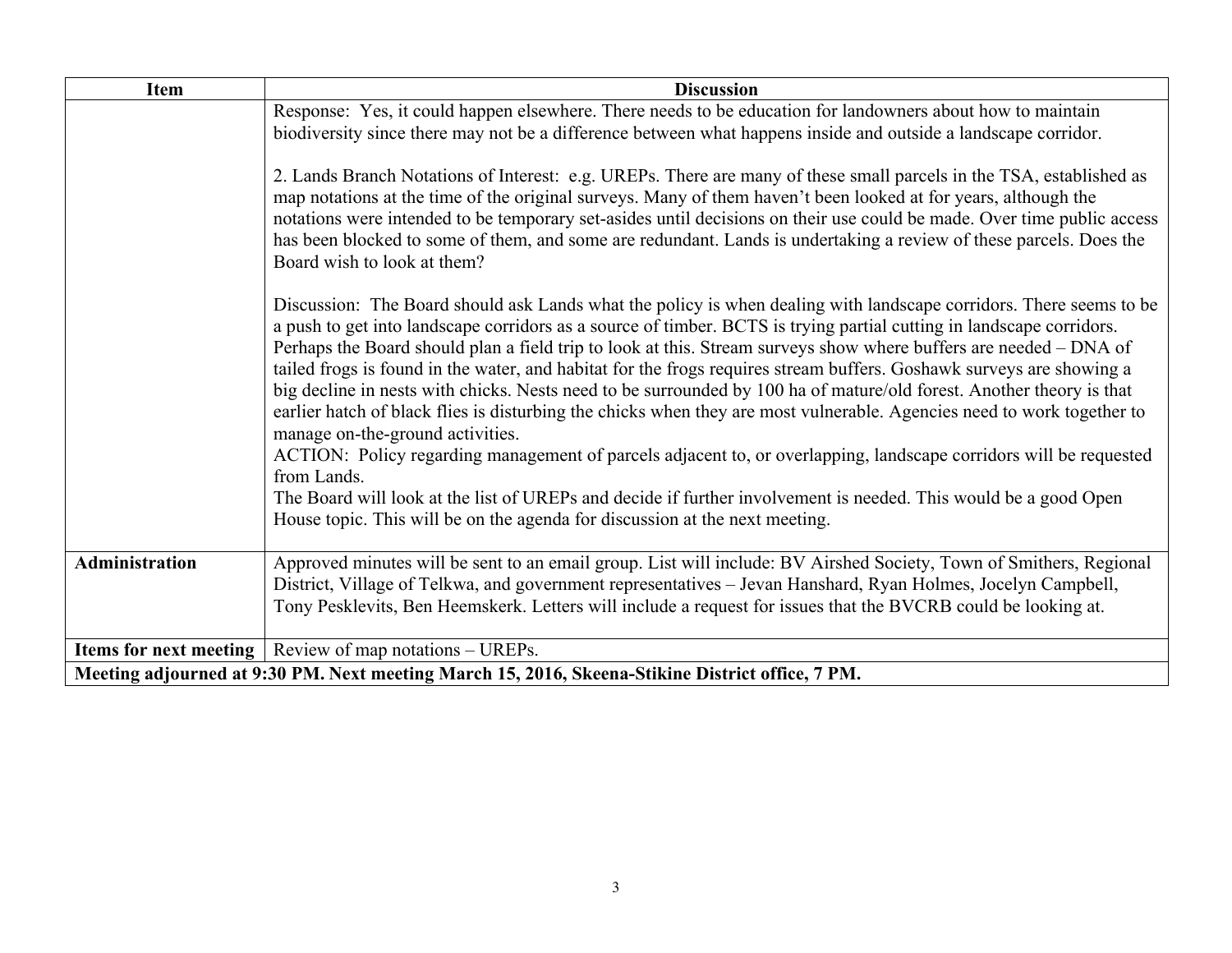| Item | Discussion |
|---|---|
| | Response: Yes, it could happen elsewhere. There needs to be education for landowners about how to maintain biodiversity since there may not be a difference between what happens inside and outside a landscape corridor.<br><br>2. Lands Branch Notations of Interest: e.g. UREPs. There are many of these small parcels in the TSA, established as map notations at the time of the original surveys. Many of them haven't been looked at for years, although the notations were intended to be temporary set-asides until decisions on their use could be made. Over time public access has been blocked to some of them, and some are redundant. Lands is undertaking a review of these parcels. Does the Board wish to look at them?<br><br>Discussion: The Board should ask Lands what the policy is when dealing with landscape corridors. There seems to be a push to get into landscape corridors as a source of timber. BCTS is trying partial cutting in landscape corridors. Perhaps the Board should plan a field trip to look at this. Stream surveys show where buffers are needed – DNA of tailed frogs is found in the water, and habitat for the frogs requires stream buffers. Goshawk surveys are showing a big decline in nests with chicks. Nests need to be surrounded by 100 ha of mature/old forest. Another theory is that earlier hatch of black flies is disturbing the chicks when they are most vulnerable. Agencies need to work together to manage on-the-ground activities.<br>ACTION: Policy regarding management of parcels adjacent to, or overlapping, landscape corridors will be requested from Lands.<br>The Board will look at the list of UREPs and decide if further involvement is needed. This would be a good Open House topic. This will be on the agenda for discussion at the next meeting. |
| **Administration** | Approved minutes will be sent to an email group. List will include: BV Airshed Society, Town of Smithers, Regional District, Village of Telkwa, and government representatives – Jevan Hanshard, Ryan Holmes, Jocelyn Campbell, Tony Pesklevits, Ben Heemskerk. Letters will include a request for issues that the BVCRB could be looking at. |
| **Items for next meeting** | Review of map notations – UREPs. |
| **Meeting adjourned at 9:30 PM. Next meeting March 15, 2016, Skeena-Stikine District office, 7 PM.** | |